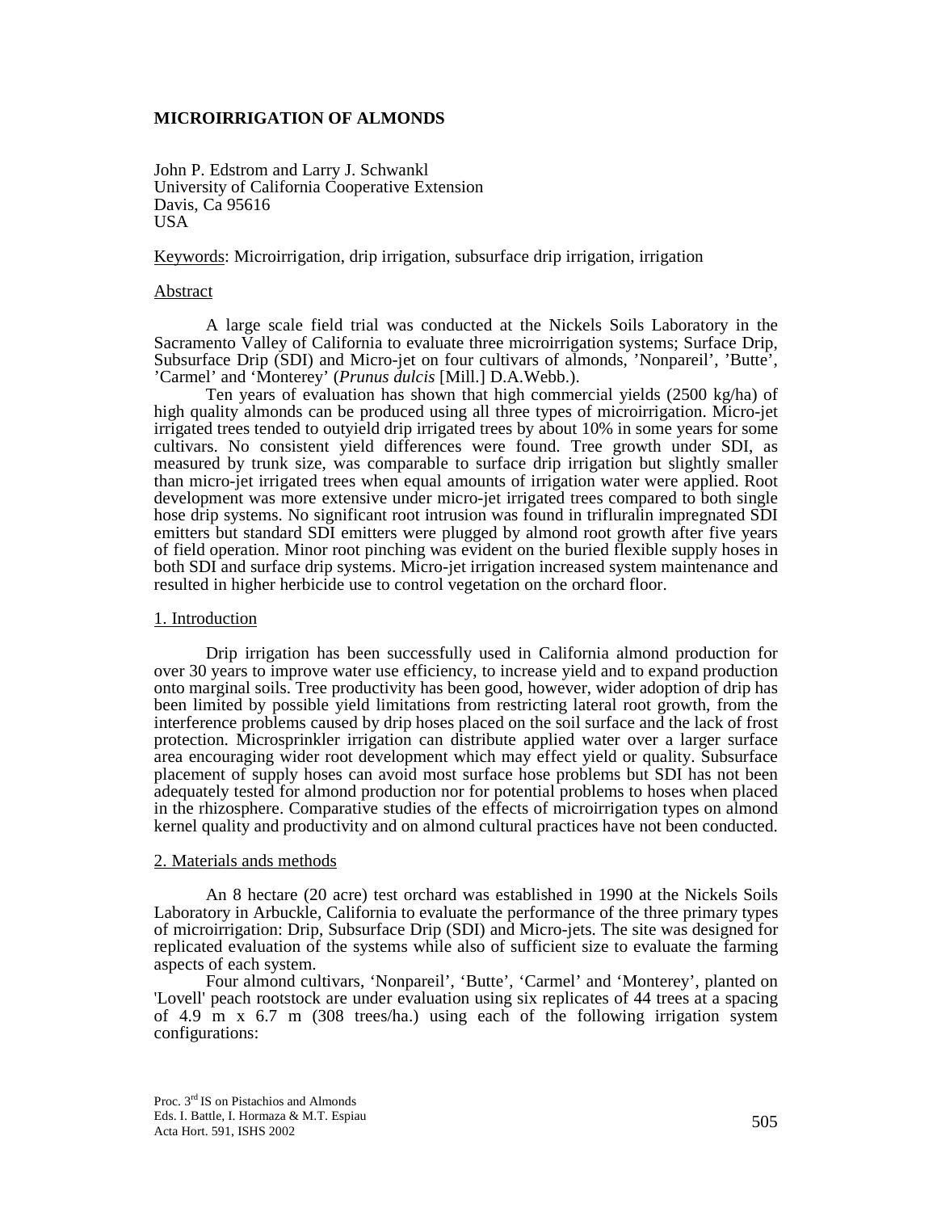# MICROIRRIGATION OF ALMONDS

John P. Edstrom and Larry J. Schwankl
University of California Cooperative Extension
Davis, Ca 95616
USA

Keywords: Microirrigation, drip irrigation, subsurface drip irrigation, irrigation

## Abstract

A large scale field trial was conducted at the Nickels Soils Laboratory in the Sacramento Valley of California to evaluate three microirrigation systems; Surface Drip, Subsurface Drip (SDI) and Micro-jet on four cultivars of almonds, 'Nonpareil', 'Butte', 'Carmel' and 'Monterey' (*Prunus dulcis* [Mill.] D.A.Webb.).

Ten years of evaluation has shown that high commercial yields (2500 kg/ha) of high quality almonds can be produced using all three types of microirrigation. Micro-jet irrigated trees tended to outyield drip irrigated trees by about 10% in some years for some cultivars. No consistent yield differences were found. Tree growth under SDI, as measured by trunk size, was comparable to surface drip irrigation but slightly smaller than micro-jet irrigated trees when equal amounts of irrigation water were applied. Root development was more extensive under micro-jet irrigated trees compared to both single hose drip systems. No significant root intrusion was found in trifluralin impregnated SDI emitters but standard SDI emitters were plugged by almond root growth after five years of field operation. Minor root pinching was evident on the buried flexible supply hoses in both SDI and surface drip systems. Micro-jet irrigation increased system maintenance and resulted in higher herbicide use to control vegetation on the orchard floor.

## 1. Introduction

Drip irrigation has been successfully used in California almond production for over 30 years to improve water use efficiency, to increase yield and to expand production onto marginal soils. Tree productivity has been good, however, wider adoption of drip has been limited by possible yield limitations from restricting lateral root growth, from the interference problems caused by drip hoses placed on the soil surface and the lack of frost protection. Microsprinkler irrigation can distribute applied water over a larger surface area encouraging wider root development which may effect yield or quality. Subsurface placement of supply hoses can avoid most surface hose problems but SDI has not been adequately tested for almond production nor for potential problems to hoses when placed in the rhizosphere. Comparative studies of the effects of microirrigation types on almond kernel quality and productivity and on almond cultural practices have not been conducted.

## 2. Materials ands methods

An 8 hectare (20 acre) test orchard was established in 1990 at the Nickels Soils Laboratory in Arbuckle, California to evaluate the performance of the three primary types of microirrigation: Drip, Subsurface Drip (SDI) and Micro-jets. The site was designed for replicated evaluation of the systems while also of sufficient size to evaluate the farming aspects of each system.

Four almond cultivars, 'Nonpareil', 'Butte', 'Carmel' and 'Monterey', planted on 'Lovell' peach rootstock are under evaluation using six replicates of 44 trees at a spacing of 4.9 m x 6.7 m (308 trees/ha.) using each of the following irrigation system configurations: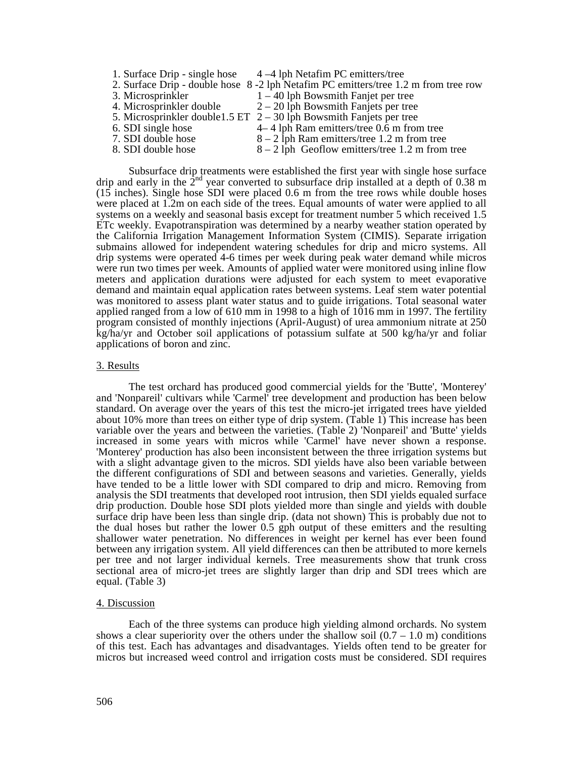1. Surface Drip - single hose 4 –4 lph Netafim PC emitters/tree
2. Surface Drip - double hose 8 -2 lph Netafim PC emitters/tree 1.2 m from tree row
3. Microsprinkler 1 – 40 lph Bowsmith Fanjet per tree
4. Microsprinkler double 2 – 20 lph Bowsmith Fanjets per tree
5. Microsprinkler double1.5 ET 2 – 30 lph Bowsmith Fanjets per tree
6. SDI single hose 4– 4 lph Ram emitters/tree 0.6 m from tree
7. SDI double hose 8 – 2 lph Ram emitters/tree 1.2 m from tree
8. SDI double hose 8 – 2 lph Geoflow emitters/tree 1.2 m from tree

Subsurface drip treatments were established the first year with single hose surface drip and early in the 2nd year converted to subsurface drip installed at a depth of 0.38 m (15 inches). Single hose SDI were placed 0.6 m from the tree rows while double hoses were placed at 1.2m on each side of the trees. Equal amounts of water were applied to all systems on a weekly and seasonal basis except for treatment number 5 which received 1.5 ETc weekly. Evapotranspiration was determined by a nearby weather station operated by the California Irrigation Management Information System (CIMIS). Separate irrigation submains allowed for independent watering schedules for drip and micro systems. All drip systems were operated 4-6 times per week during peak water demand while micros were run two times per week. Amounts of applied water were monitored using inline flow meters and application durations were adjusted for each system to meet evaporative demand and maintain equal application rates between systems. Leaf stem water potential was monitored to assess plant water status and to guide irrigations. Total seasonal water applied ranged from a low of 610 mm in 1998 to a high of 1016 mm in 1997. The fertility program consisted of monthly injections (April-August) of urea ammonium nitrate at 250 kg/ha/yr and October soil applications of potassium sulfate at 500 kg/ha/yr and foliar applications of boron and zinc.

## 3. Results

The test orchard has produced good commercial yields for the 'Butte', 'Monterey' and 'Nonpareil' cultivars while 'Carmel' tree development and production has been below standard. On average over the years of this test the micro-jet irrigated trees have yielded about 10% more than trees on either type of drip system. (Table 1) This increase has been variable over the years and between the varieties. (Table 2) 'Nonpareil' and 'Butte' yields increased in some years with micros while 'Carmel' have never shown a response. 'Monterey' production has also been inconsistent between the three irrigation systems but with a slight advantage given to the micros. SDI yields have also been variable between the different configurations of SDI and between seasons and varieties. Generally, yields have tended to be a little lower with SDI compared to drip and micro. Removing from analysis the SDI treatments that developed root intrusion, then SDI yields equaled surface drip production. Double hose SDI plots yielded more than single and yields with double surface drip have been less than single drip. (data not shown) This is probably due not to the dual hoses but rather the lower 0.5 gph output of these emitters and the resulting shallower water penetration. No differences in weight per kernel has ever been found between any irrigation system. All yield differences can then be attributed to more kernels per tree and not larger individual kernels. Tree measurements show that trunk cross sectional area of micro-jet trees are slightly larger than drip and SDI trees which are equal. (Table 3)

## 4. Discussion

Each of the three systems can produce high yielding almond orchards. No system shows a clear superiority over the others under the shallow soil (0.7 – 1.0 m) conditions of this test. Each has advantages and disadvantages. Yields often tend to be greater for micros but increased weed control and irrigation costs must be considered. SDI requires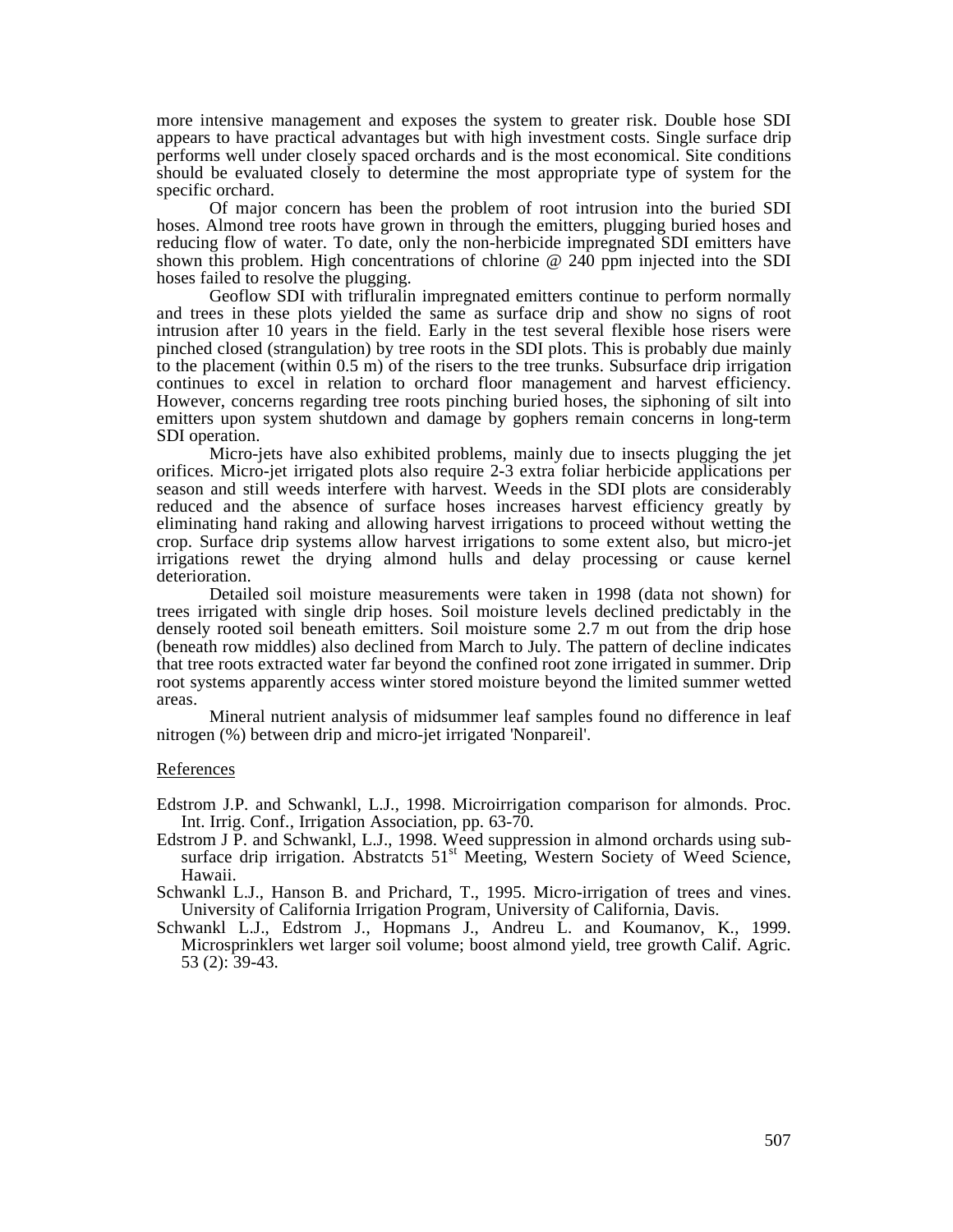more intensive management and exposes the system to greater risk. Double hose SDI appears to have practical advantages but with high investment costs. Single surface drip performs well under closely spaced orchards and is the most economical. Site conditions should be evaluated closely to determine the most appropriate type of system for the specific orchard.

Of major concern has been the problem of root intrusion into the buried SDI hoses. Almond tree roots have grown in through the emitters, plugging buried hoses and reducing flow of water. To date, only the non-herbicide impregnated SDI emitters have shown this problem. High concentrations of chlorine @ 240 ppm injected into the SDI hoses failed to resolve the plugging.

Geoflow SDI with trifluralin impregnated emitters continue to perform normally and trees in these plots yielded the same as surface drip and show no signs of root intrusion after 10 years in the field. Early in the test several flexible hose risers were pinched closed (strangulation) by tree roots in the SDI plots. This is probably due mainly to the placement (within 0.5 m) of the risers to the tree trunks. Subsurface drip irrigation continues to excel in relation to orchard floor management and harvest efficiency. However, concerns regarding tree roots pinching buried hoses, the siphoning of silt into emitters upon system shutdown and damage by gophers remain concerns in long-term SDI operation.

Micro-jets have also exhibited problems, mainly due to insects plugging the jet orifices. Micro-jet irrigated plots also require 2-3 extra foliar herbicide applications per season and still weeds interfere with harvest. Weeds in the SDI plots are considerably reduced and the absence of surface hoses increases harvest efficiency greatly by eliminating hand raking and allowing harvest irrigations to proceed without wetting the crop. Surface drip systems allow harvest irrigations to some extent also, but micro-jet irrigations rewet the drying almond hulls and delay processing or cause kernel deterioration.

Detailed soil moisture measurements were taken in 1998 (data not shown) for trees irrigated with single drip hoses. Soil moisture levels declined predictably in the densely rooted soil beneath emitters. Soil moisture some 2.7 m out from the drip hose (beneath row middles) also declined from March to July. The pattern of decline indicates that tree roots extracted water far beyond the confined root zone irrigated in summer. Drip root systems apparently access winter stored moisture beyond the limited summer wetted areas.

Mineral nutrient analysis of midsummer leaf samples found no difference in leaf nitrogen (%) between drip and micro-jet irrigated 'Nonpareil'.

## References

Edstrom J.P. and Schwankl, L.J., 1998. Microirrigation comparison for almonds. Proc. Int. Irrig. Conf., Irrigation Association, pp. 63-70.

Edstrom J P. and Schwankl, L.J., 1998. Weed suppression in almond orchards using sub-surface drip irrigation. Abstratcts 51st Meeting, Western Society of Weed Science, Hawaii.

Schwankl L.J., Hanson B. and Prichard, T., 1995. Micro-irrigation of trees and vines. University of California Irrigation Program, University of California, Davis.

Schwankl L.J., Edstrom J., Hopmans J., Andreu L. and Koumanov, K., 1999. Microsprinklers wet larger soil volume; boost almond yield, tree growth Calif. Agric. 53 (2): 39-43.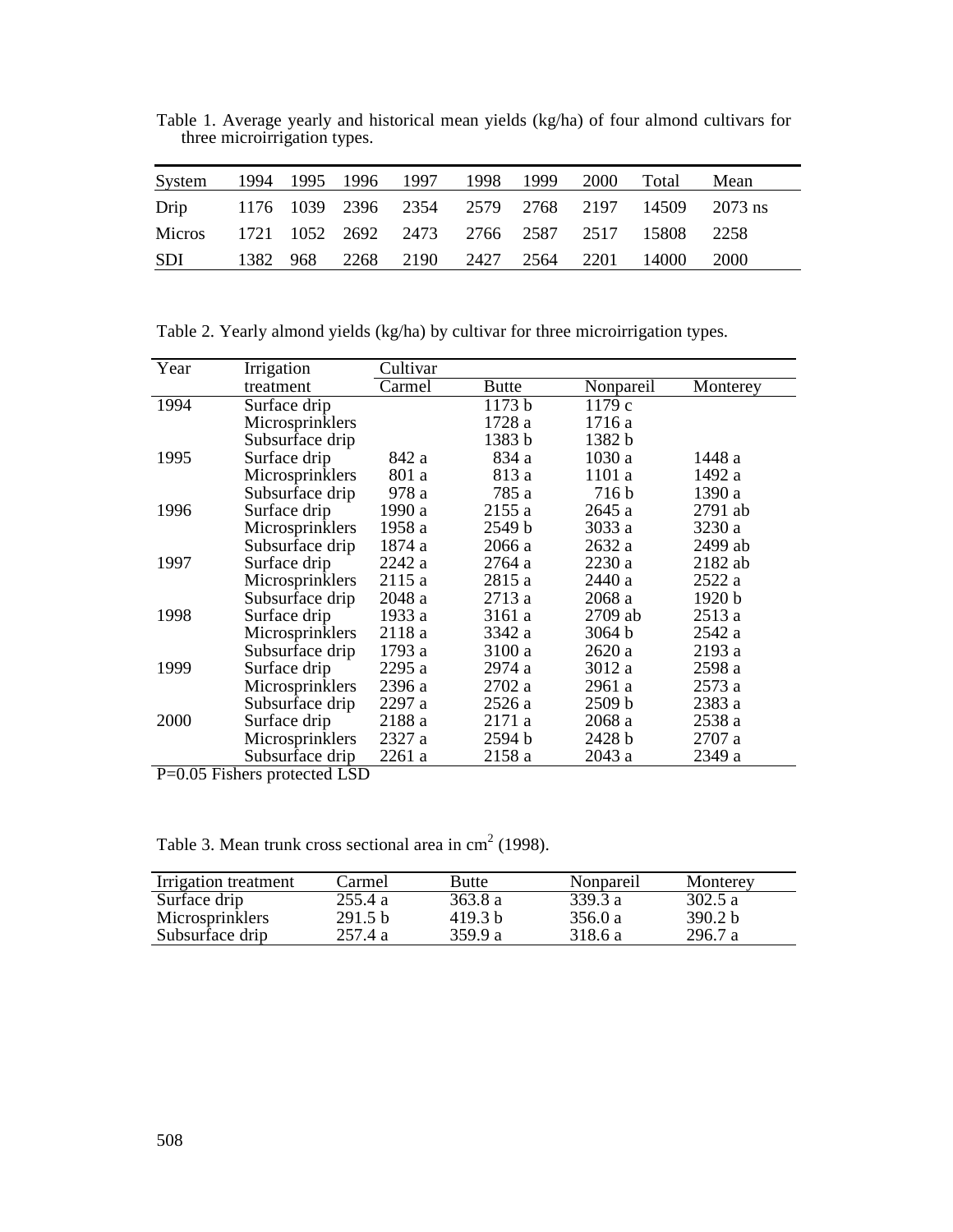Table 1. Average yearly and historical mean yields (kg/ha) of four almond cultivars for three microirrigation types.

| System | 1994 | 1995 | 1996 | 1997 | 1998 | 1999 | 2000 | Total | Mean |
|---|---|---|---|---|---|---|---|---|---|
| Drip | 1176 | 1039 | 2396 | 2354 | 2579 | 2768 | 2197 | 14509 | 2073 ns |
| Micros | 1721 | 1052 | 2692 | 2473 | 2766 | 2587 | 2517 | 15808 | 2258 |
| SDI | 1382 | 968 | 2268 | 2190 | 2427 | 2564 | 2201 | 14000 | 2000 |

Table 2. Yearly almond yields (kg/ha) by cultivar for three microirrigation types.

| Year | Irrigation treatment | Cultivar | | | |
|---|---|---|---|---|---|
| | | Carmel | Butte | Nonpareil | Monterey |
| 1994 | Surface drip | | 1173 b | 1179 c | |
| | Microsprinklers | | 1728 a | 1716 a | |
| | Subsurface drip | | 1383 b | 1382 b | |
| 1995 | Surface drip | 842 a | 834 a | 1030 a | 1448 a |
| | Microsprinklers | 801 a | 813 a | 1101 a | 1492 a |
| | Subsurface drip | 978 a | 785 a | 716 b | 1390 a |
| 1996 | Surface drip | 1990 a | 2155 a | 2645 a | 2791 ab |
| | Microsprinklers | 1958 a | 2549 b | 3033 a | 3230 a |
| | Subsurface drip | 1874 a | 2066 a | 2632 a | 2499 ab |
| 1997 | Surface drip | 2242 a | 2764 a | 2230 a | 2182 ab |
| | Microsprinklers | 2115 a | 2815 a | 2440 a | 2522 a |
| | Subsurface drip | 2048 a | 2713 a | 2068 a | 1920 b |
| 1998 | Surface drip | 1933 a | 3161 a | 2709 ab | 2513 a |
| | Microsprinklers | 2118 a | 3342 a | 3064 b | 2542 a |
| | Subsurface drip | 1793 a | 3100 a | 2620 a | 2193 a |
| 1999 | Surface drip | 2295 a | 2974 a | 3012 a | 2598 a |
| | Microsprinklers | 2396 a | 2702 a | 2961 a | 2573 a |
| | Subsurface drip | 2297 a | 2526 a | 2509 b | 2383 a |
| 2000 | Surface drip | 2188 a | 2171 a | 2068 a | 2538 a |
| | Microsprinklers | 2327 a | 2594 b | 2428 b | 2707 a |
| | Subsurface drip | 2261 a | 2158 a | 2043 a | 2349 a |

P=0.05 Fishers protected LSD

Table 3. Mean trunk cross sectional area in $cm^2$ (1998).

| Irrigation treatment | Carmel | Butte | Nonpareil | Monterey |
|---|---|---|---|---|
| Surface drip | 255.4 a | 363.8 a | 339.3 a | 302.5 a |
| Microsprinklers | 291.5 b | 419.3 b | 356.0 a | 390.2 b |
| Subsurface drip | 257.4 a | 359.9 a | 318.6 a | 296.7 a |